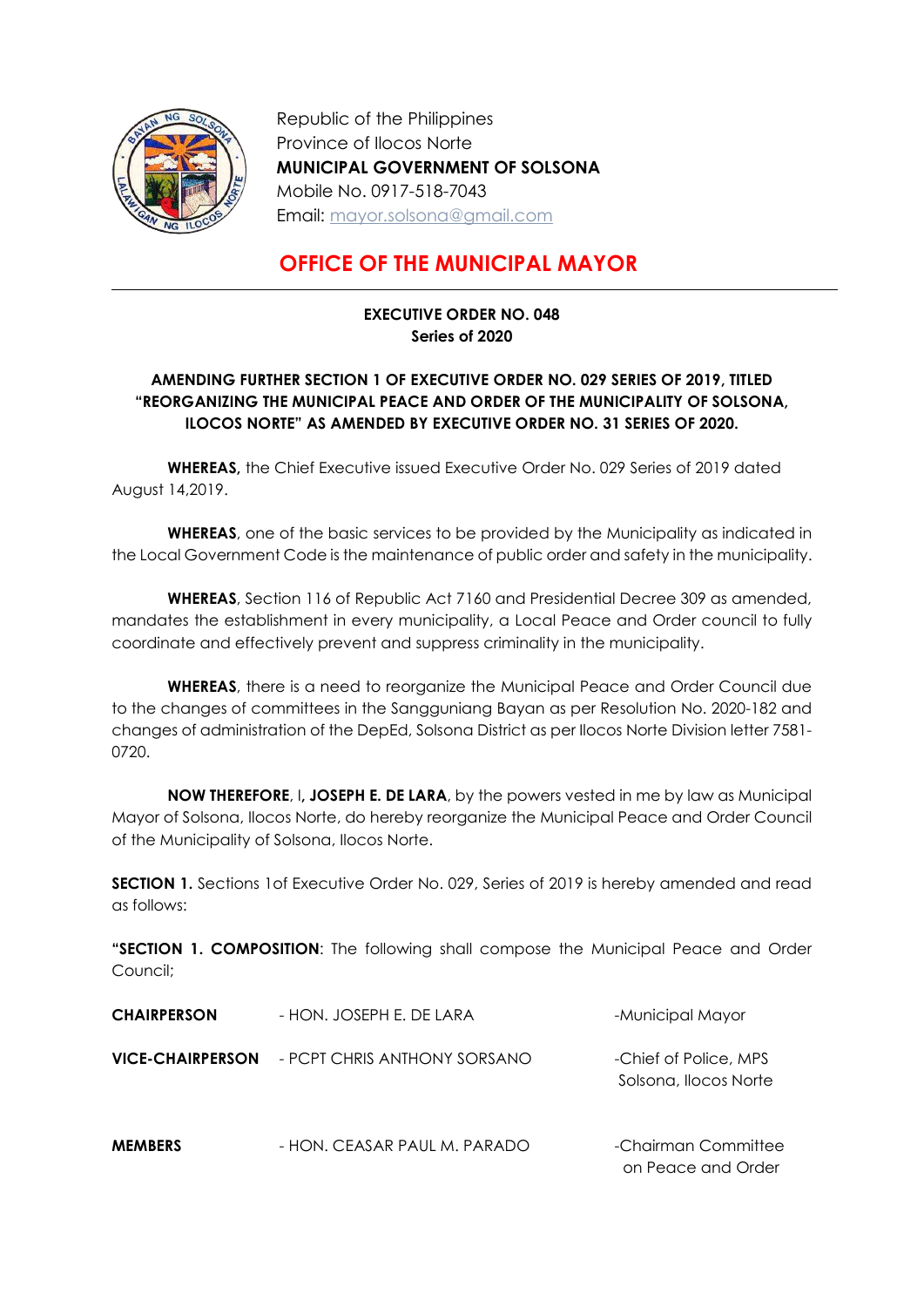Republic of the Philippines
Province of Ilocos Norte
**MUNICIPAL GOVERNMENT OF SOLSONA**
Mobile No. 0917-518-7043
Email: mayor.solsona@gmail.com

# OFFICE OF THE MUNICIPAL MAYOR

**EXECUTIVE ORDER NO. 048**
**Series of 2020**

**AMENDING FURTHER SECTION 1 OF EXECUTIVE ORDER NO. 029 SERIES OF 2019, TITLED "REORGANIZING THE MUNICIPAL PEACE AND ORDER OF THE MUNICIPALITY OF SOLSONA, ILOCOS NORTE" AS AMENDED BY EXECUTIVE ORDER NO. 31 SERIES OF 2020.**

**WHEREAS,** the Chief Executive issued Executive Order No. 029 Series of 2019 dated August 14,2019.

**WHEREAS**, one of the basic services to be provided by the Municipality as indicated in the Local Government Code is the maintenance of public order and safety in the municipality.

**WHEREAS**, Section 116 of Republic Act 7160 and Presidential Decree 309 as amended, mandates the establishment in every municipality, a Local Peace and Order council to fully coordinate and effectively prevent and suppress criminality in the municipality.

**WHEREAS**, there is a need to reorganize the Municipal Peace and Order Council due to the changes of committees in the Sangguniang Bayan as per Resolution No. 2020-182 and changes of administration of the DepEd, Solsona District as per Ilocos Norte Division letter 7581-0720.

**NOW THEREFORE**, I**, JOSEPH E. DE LARA**, by the powers vested in me by law as Municipal Mayor of Solsona, Ilocos Norte, do hereby reorganize the Municipal Peace and Order Council of the Municipality of Solsona, Ilocos Norte.

**SECTION 1.** Sections 1of Executive Order No. 029, Series of 2019 is hereby amended and read as follows:

**"SECTION 1. COMPOSITION**: The following shall compose the Municipal Peace and Order Council;

| | | |
|---|---|---|
| **CHAIRPERSON** | - HON. JOSEPH E. DE LARA | -Municipal Mayor |
| **VICE-CHAIRPERSON** | - PCPT CHRIS ANTHONY SORSANO | -Chief of Police, MPS Solsona, Ilocos Norte |
| **MEMBERS** | - HON. CEASAR PAUL M. PARADO | -Chairman Committee on Peace and Order |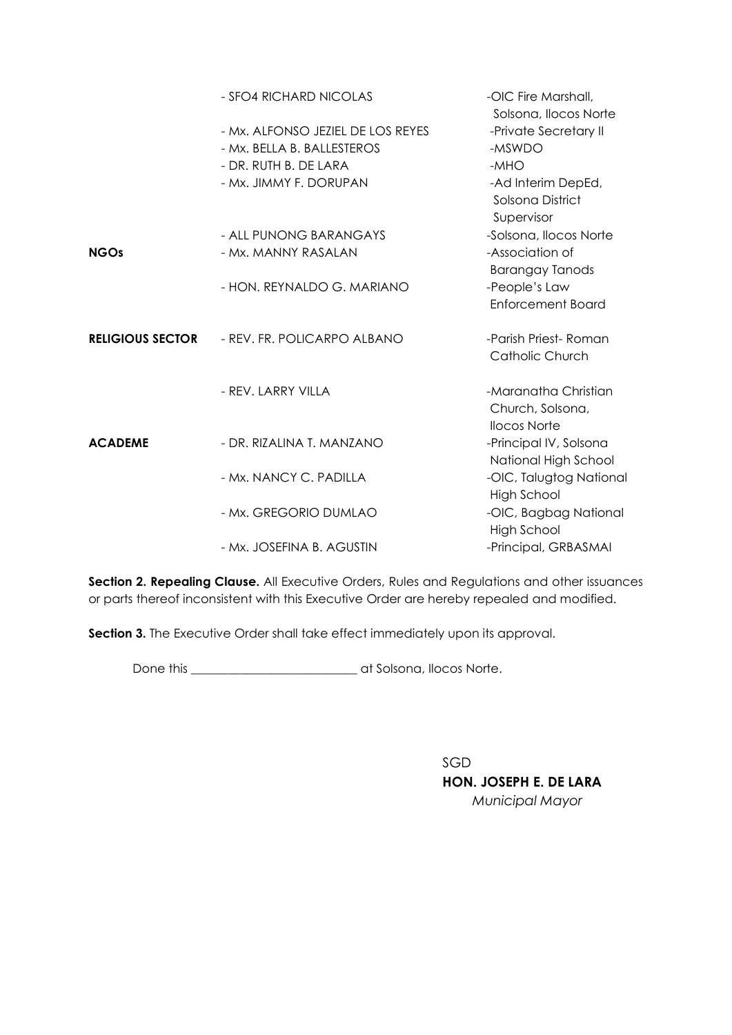| | | |
|---|---|---|
| | - SFO4 RICHARD NICOLAS | -OIC Fire Marshall, Solsona, Ilocos Norte |
| | - Mx. ALFONSO JEZIEL DE LOS REYES | -Private Secretary II |
| | - Mx. BELLA B. BALLESTEROS | -MSWDO |
| | - DR. RUTH B. DE LARA | -MHO |
| | - Mx. JIMMY F. DORUPAN | -Ad Interim DepEd, Solsona District Supervisor |
| | - ALL PUNONG BARANGAYS | -Solsona, Ilocos Norte |
| **NGOs** | - Mx. MANNY RASALAN | -Association of Barangay Tanods |
| | - HON. REYNALDO G. MARIANO | -People's Law Enforcement Board |
| **RELIGIOUS SECTOR** | - REV. FR. POLICARPO ALBANO | -Parish Priest- Roman Catholic Church |
| | - REV. LARRY VILLA | -Maranatha Christian Church, Solsona, Ilocos Norte |
| **ACADEME** | - DR. RIZALINA T. MANZANO | -Principal IV, Solsona National High School |
| | - Mx. NANCY C. PADILLA | -OIC, Talugtog National High School |
| | - Mx. GREGORIO DUMLAO | -OIC, Bagbag National High School |
| | - Mx. JOSEFINA B. AGUSTIN | -Principal, GRBASMAI |

**Section 2. Repealing Clause.** All Executive Orders, Rules and Regulations and other issuances or parts thereof inconsistent with this Executive Order are hereby repealed and modified.

**Section 3.** The Executive Order shall take effect immediately upon its approval.

Done this __________________________ at Solsona, Ilocos Norte.

SGD
**HON. JOSEPH E. DE LARA**
*Municipal Mayor*